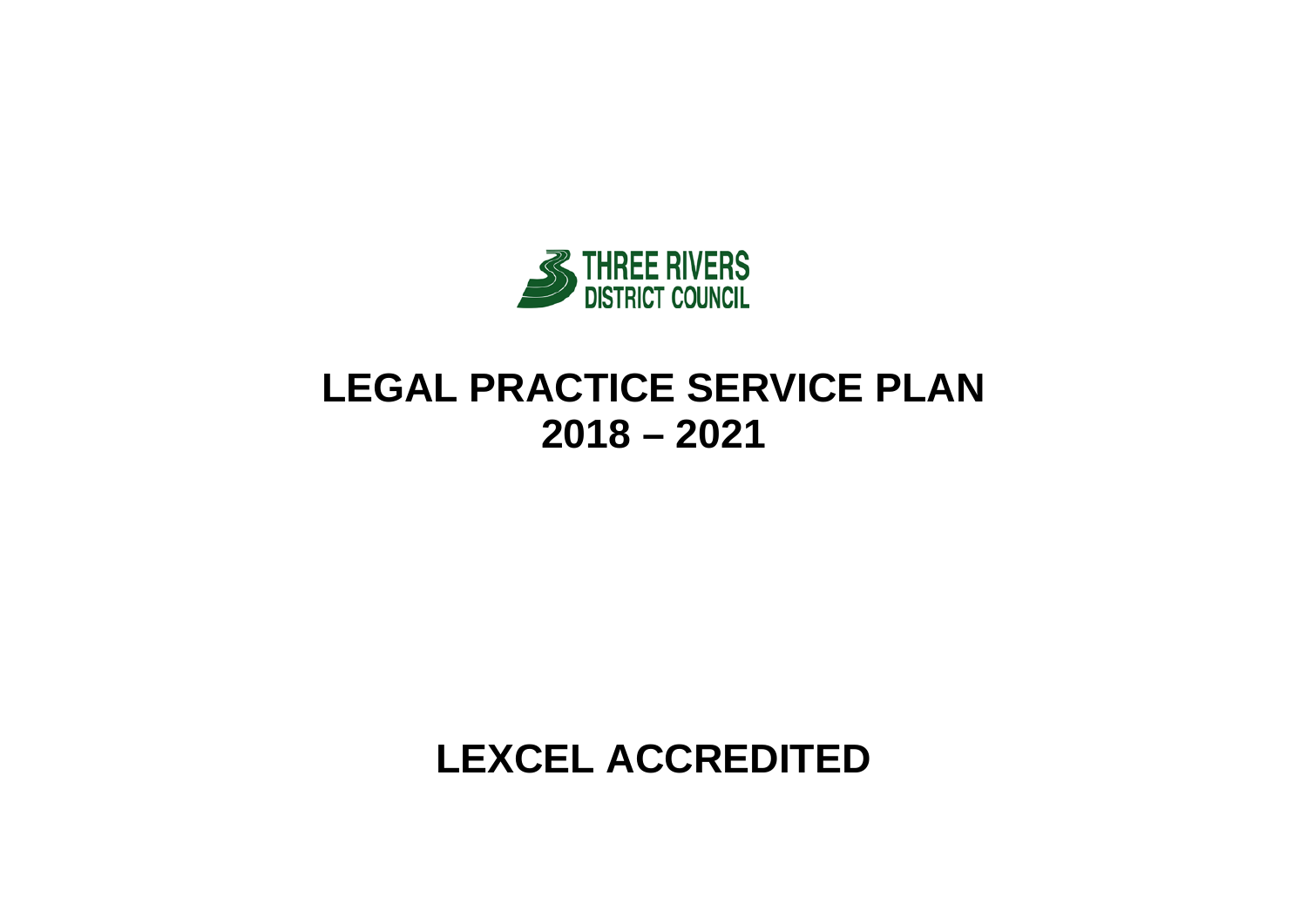THREE RIVERS
DISTRICT COUNCIL

# LEGAL PRACTICE SERVICE PLAN
# 2018 – 2021

# LEXCEL ACCREDITED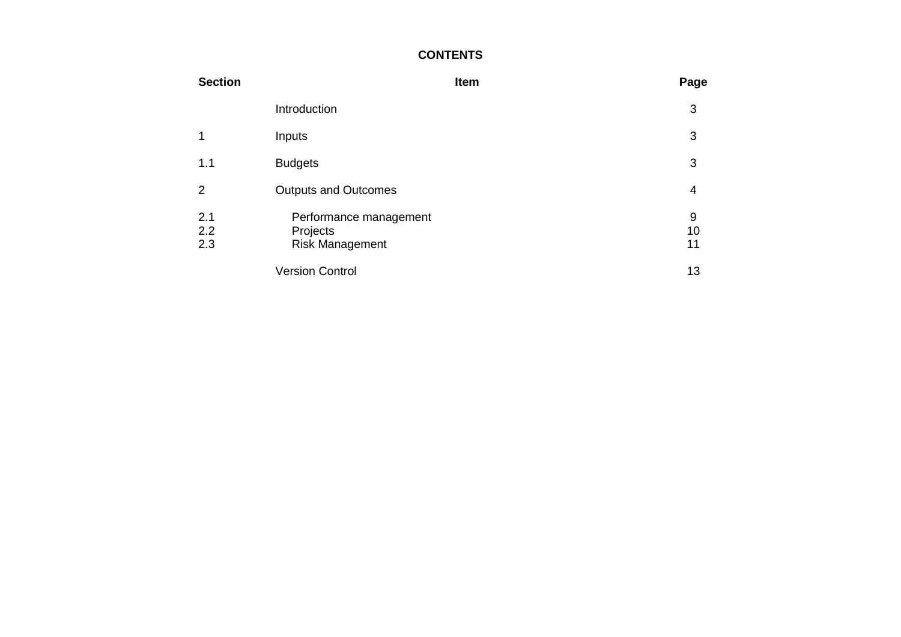## CONTENTS

| Section | Item | Page |
|---|---|---|
| | Introduction | 3 |
| 1 | Inputs | 3 |
| 1.1 | Budgets | 3 |
| 2 | Outputs and Outcomes | 4 |
| 2.1 | Performance management | 9 |
| 2.2 | Projects | 10 |
| 2.3 | Risk Management | 11 |
| | Version Control | 13 |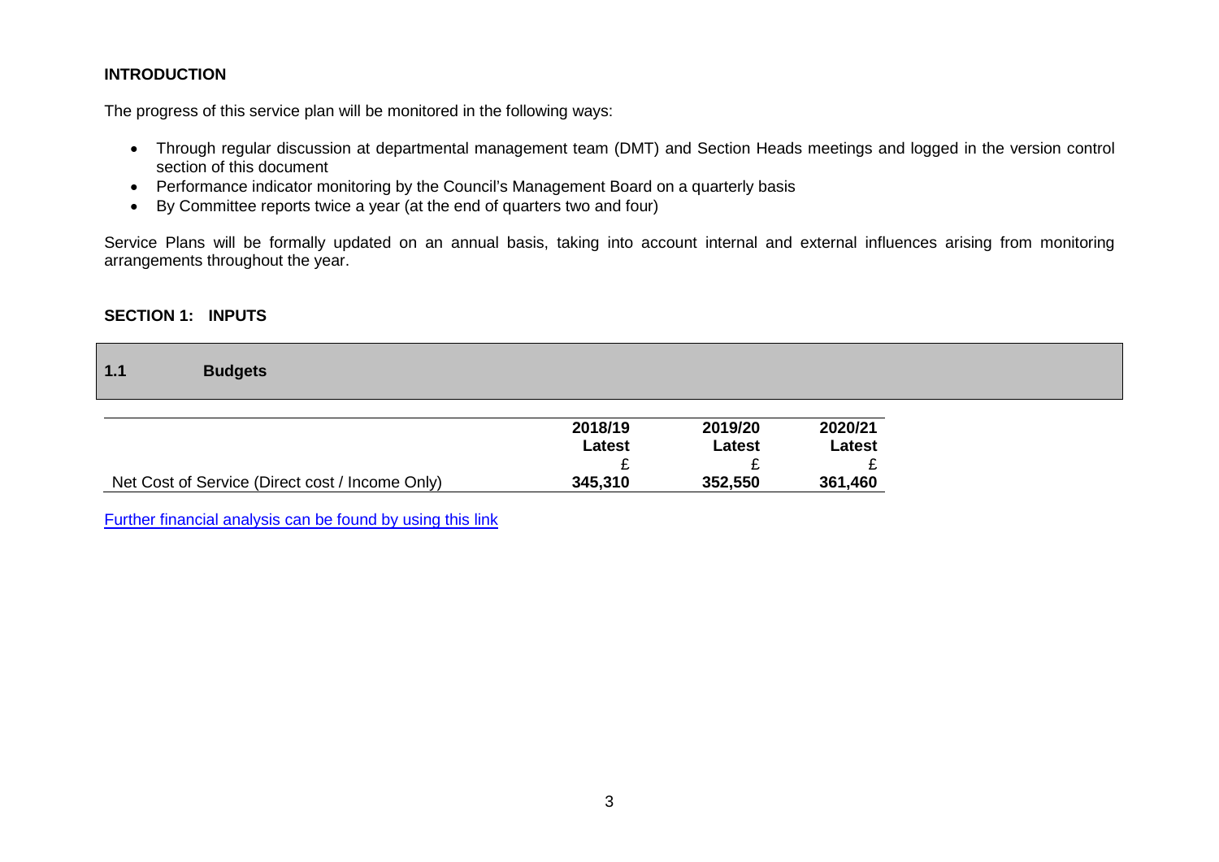## INTRODUCTION

The progress of this service plan will be monitored in the following ways:

- Through regular discussion at departmental management team (DMT) and Section Heads meetings and logged in the version control section of this document
- Performance indicator monitoring by the Council's Management Board on a quarterly basis
- By Committee reports twice a year (at the end of quarters two and four)

Service Plans will be formally updated on an annual basis, taking into account internal and external influences arising from monitoring arrangements throughout the year.

## SECTION 1: INPUTS

### 1.1 Budgets

| | 2018/19 Latest £ | 2019/20 Latest £ | 2020/21 Latest £ |
|---|---|---|---|
| Net Cost of Service (Direct cost / Income Only) | **345,310** | **352,550** | **361,460** |

Further financial analysis can be found by using this link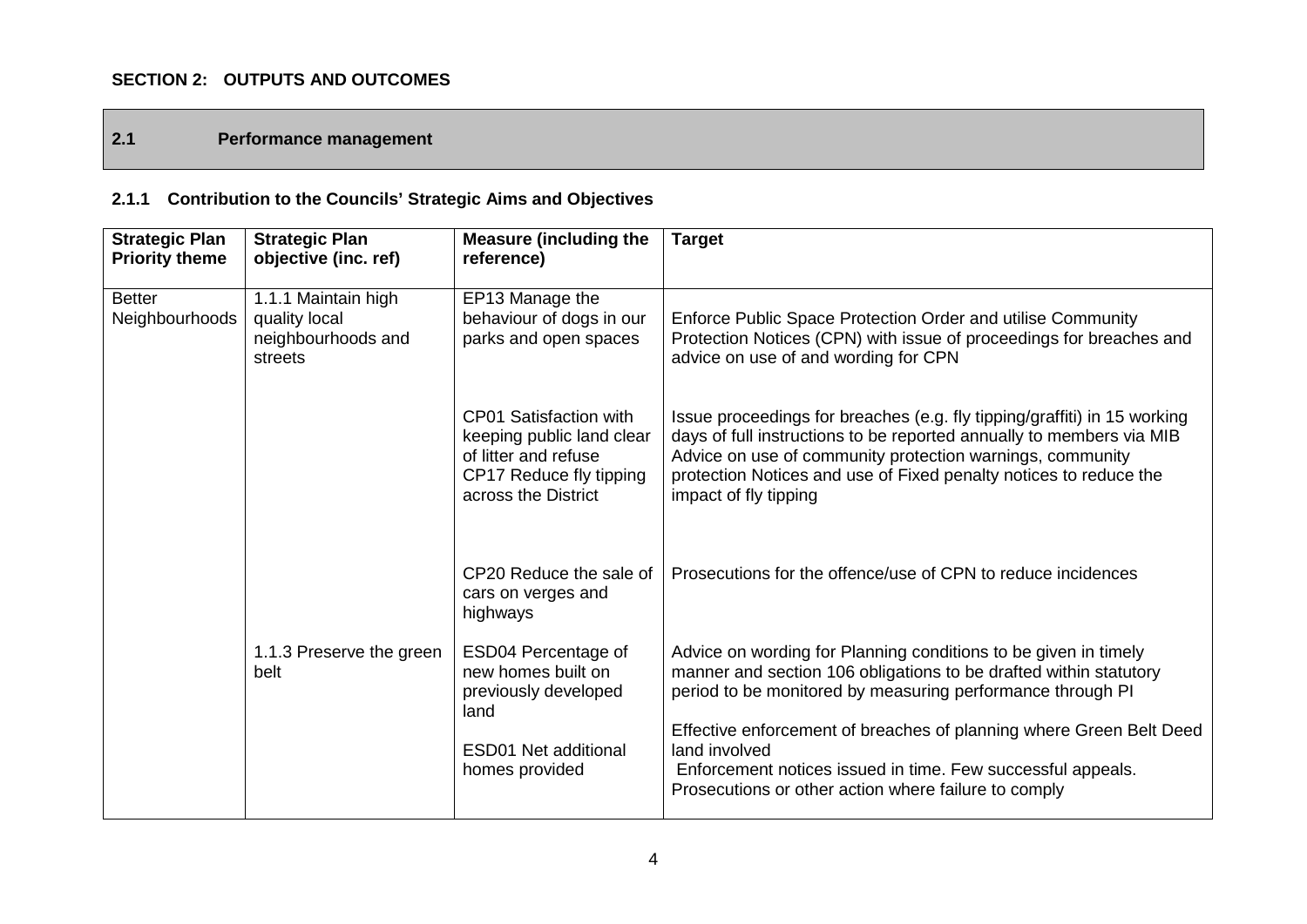**SECTION 2: OUTPUTS AND OUTCOMES**

## 2.1 Performance management

### 2.1.1 Contribution to the Councils' Strategic Aims and Objectives

| Strategic Plan Priority theme | Strategic Plan objective (inc. ref) | Measure (including the reference) | Target |
|---|---|---|---|
| Better Neighbourhoods | 1.1.1 Maintain high quality local neighbourhoods and streets | EP13 Manage the behaviour of dogs in our parks and open spaces | Enforce Public Space Protection Order and utilise Community Protection Notices (CPN) with issue of proceedings for breaches and advice on use of and wording for CPN |
| | | CP01 Satisfaction with keeping public land clear of litter and refuse<br>CP17 Reduce fly tipping across the District | Issue proceedings for breaches (e.g. fly tipping/graffiti) in 15 working days of full instructions to be reported annually to members via MIB<br>Advice on use of community protection warnings, community protection Notices and use of Fixed penalty notices to reduce the impact of fly tipping |
| | | CP20 Reduce the sale of cars on verges and highways | Prosecutions for the offence/use of CPN to reduce incidences |
| | 1.1.3 Preserve the green belt | ESD04 Percentage of new homes built on previously developed land<br>ESD01 Net additional homes provided | Advice on wording for Planning conditions to be given in timely manner and section 106 obligations to be drafted within statutory period to be monitored by measuring performance through PI<br>Effective enforcement of breaches of planning where Green Belt Deed land involved<br>Enforcement notices issued in time. Few successful appeals. Prosecutions or other action where failure to comply |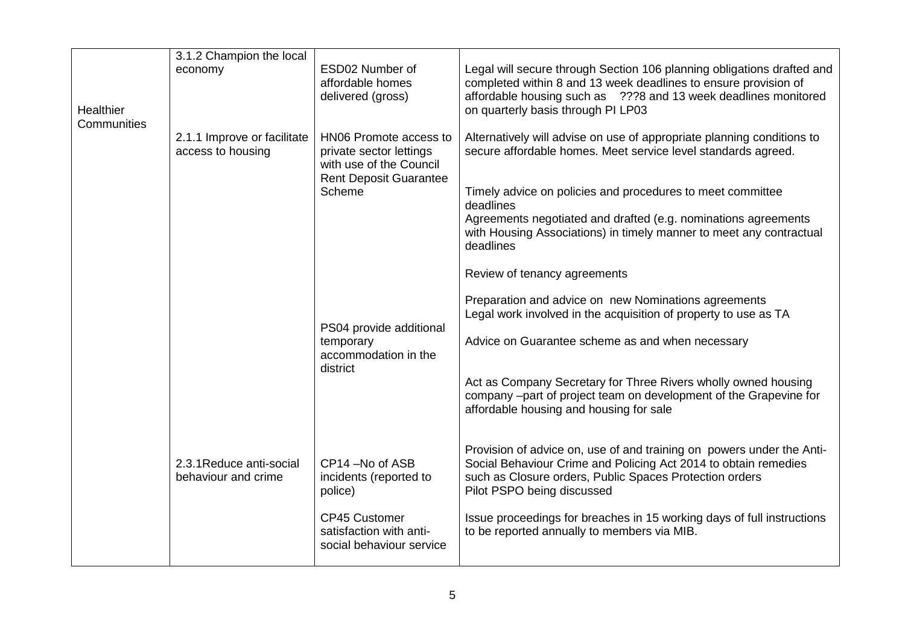| | | | |
|---|---|---|---|
| Healthier Communities | 3.1.2 Champion the local economy | ESD02 Number of affordable homes delivered (gross) | Legal will secure through Section 106 planning obligations drafted and completed within 8 and 13 week deadlines to ensure provision of affordable housing such as ???8 and 13 week deadlines monitored on quarterly basis through PI LP03 |
| | 2.1.1 Improve or facilitate access to housing | HN06 Promote access to private sector lettings with use of the Council Rent Deposit Guarantee Scheme | Alternatively will advise on use of appropriate planning conditions to secure affordable homes. Meet service level standards agreed.<br><br>Timely advice on policies and procedures to meet committee deadlines<br>Agreements negotiated and drafted (e.g. nominations agreements with Housing Associations) in timely manner to meet any contractual deadlines<br><br>Review of tenancy agreements<br><br>Preparation and advice on new Nominations agreements<br>Legal work involved in the acquisition of property to use as TA |
| | | PS04 provide additional temporary accommodation in the district | Advice on Guarantee scheme as and when necessary<br><br>Act as Company Secretary for Three Rivers wholly owned housing company –part of project team on development of the Grapevine for affordable housing and housing for sale |
| | 2.3.1Reduce anti-social behaviour and crime | CP14 –No of ASB incidents (reported to police) | Provision of advice on, use of and training on powers under the Anti-Social Behaviour Crime and Policing Act 2014 to obtain remedies such as Closure orders, Public Spaces Protection orders<br>Pilot PSPO being discussed |
| | | CP45 Customer satisfaction with anti-social behaviour service | Issue proceedings for breaches in 15 working days of full instructions to be reported annually to members via MIB. |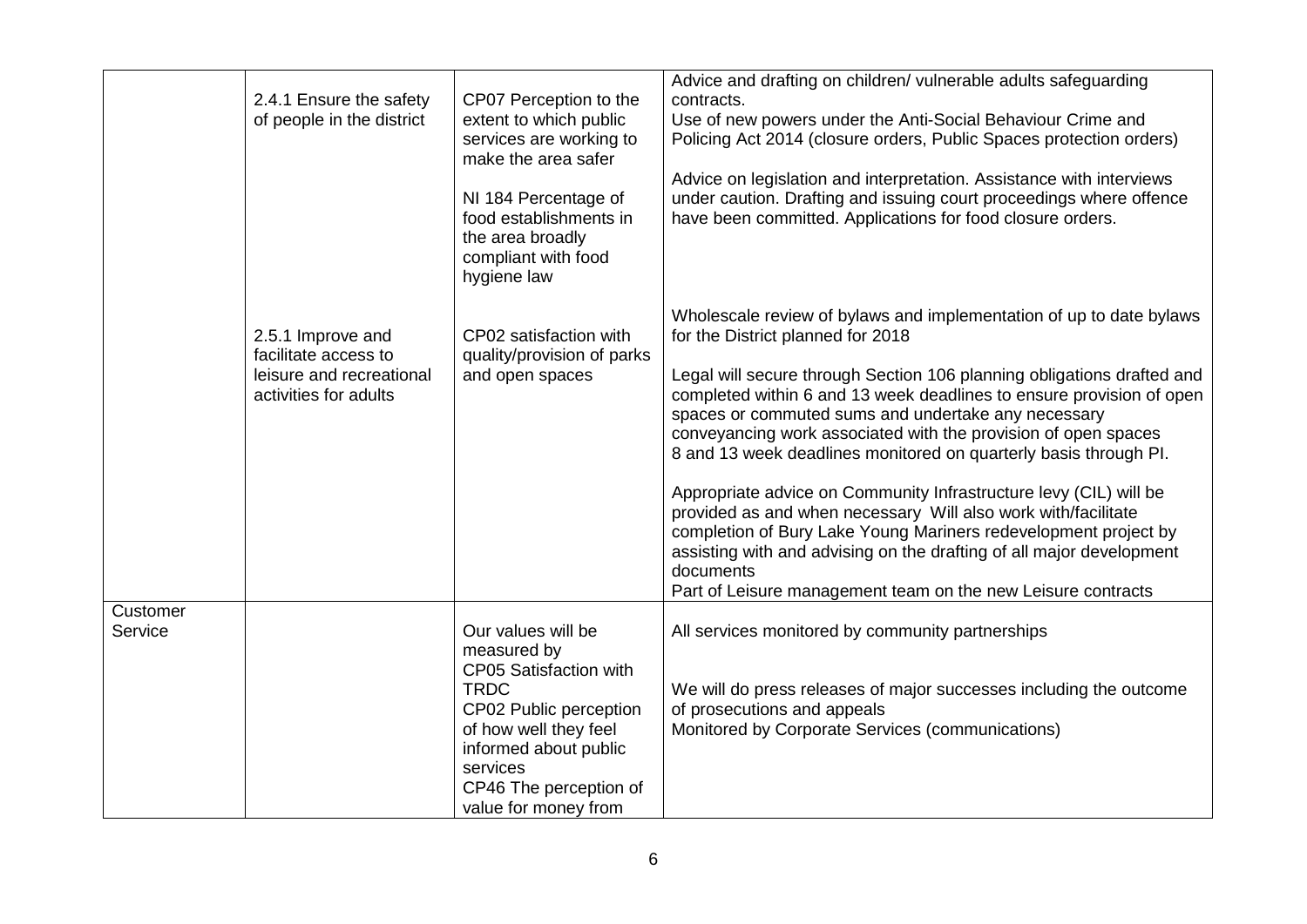| | | | |
|---|---|---|---|
| | 2.4.1 Ensure the safety of people in the district | CP07 Perception to the extent to which public services are working to make the area safer<br><br>NI 184 Percentage of food establishments in the area broadly compliant with food hygiene law | Advice and drafting on children/ vulnerable adults safeguarding contracts.<br>Use of new powers under the Anti-Social Behaviour Crime and Policing Act 2014 (closure orders, Public Spaces protection orders)<br><br>Advice on legislation and interpretation. Assistance with interviews under caution. Drafting and issuing court proceedings where offence have been committed. Applications for food closure orders. |
| | 2.5.1 Improve and facilitate access to leisure and recreational activities for adults | CP02 satisfaction with quality/provision of parks and open spaces | Wholescale review of bylaws and implementation of up to date bylaws for the District planned for 2018<br><br>Legal will secure through Section 106 planning obligations drafted and completed within 6 and 13 week deadlines to ensure provision of open spaces or commuted sums and undertake any necessary conveyancing work associated with the provision of open spaces<br>8 and 13 week deadlines monitored on quarterly basis through PI.<br><br>Appropriate advice on Community Infrastructure levy (CIL) will be provided as and when necessary Will also work with/facilitate completion of Bury Lake Young Mariners redevelopment project by assisting with and advising on the drafting of all major development documents<br>Part of Leisure management team on the new Leisure contracts |
| Customer Service | | Our values will be measured by<br>CP05 Satisfaction with TRDC<br>CP02 Public perception of how well they feel informed about public services<br>CP46 The perception of value for money from | All services monitored by community partnerships<br><br>We will do press releases of major successes including the outcome of prosecutions and appeals<br>Monitored by Corporate Services (communications) |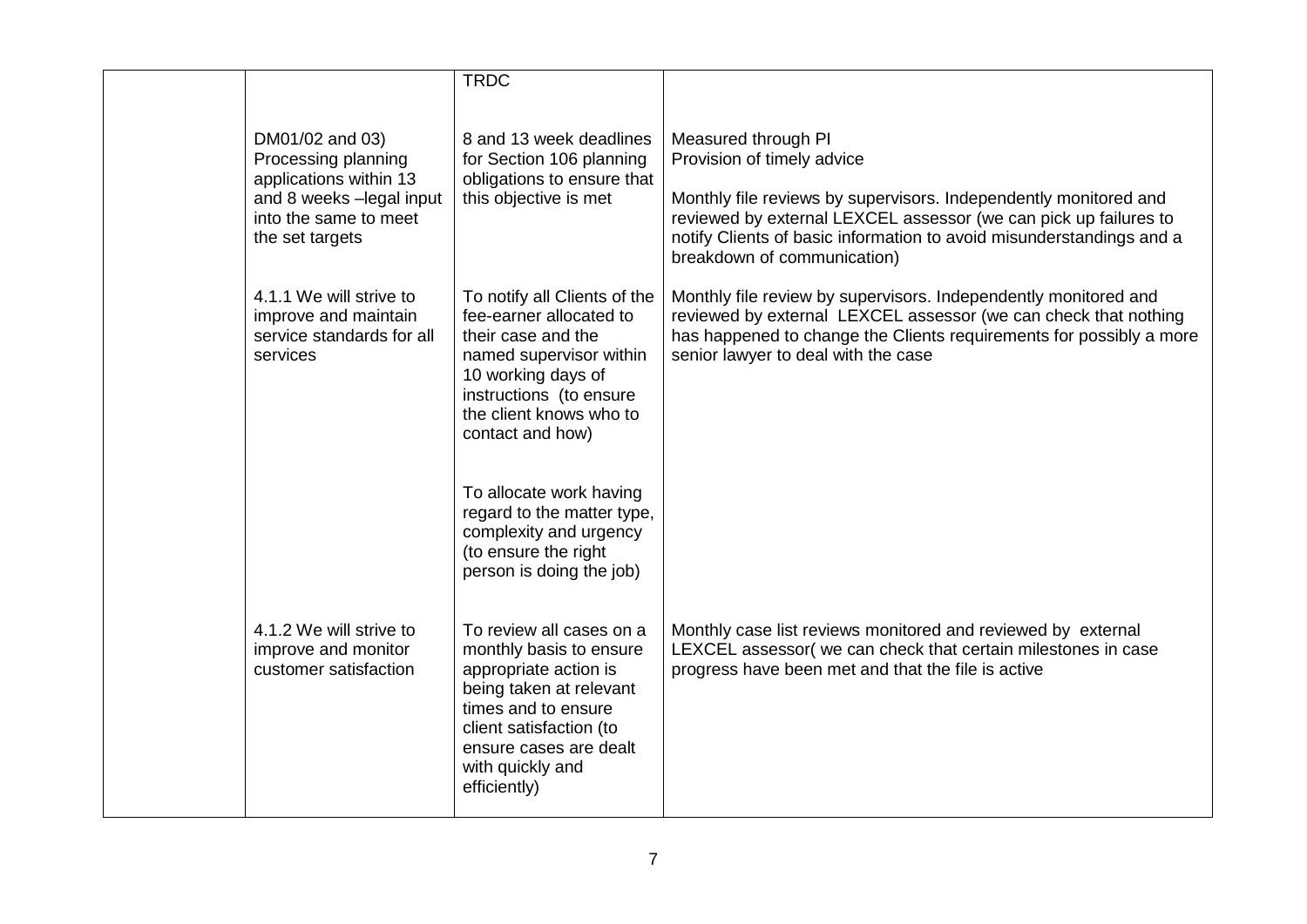| | | | |
|---|---|---|---|
| | | TRDC | |
| | DM01/02 and 03) Processing planning applications within 13 and 8 weeks –legal input into the same to meet the set targets | 8 and 13 week deadlines for Section 106 planning obligations to ensure that this objective is met | Measured through PI<br>Provision of timely advice<br><br>Monthly file reviews by supervisors. Independently monitored and reviewed by external LEXCEL assessor (we can pick up failures to notify Clients of basic information to avoid misunderstandings and a breakdown of communication) |
| | 4.1.1 We will strive to improve and maintain service standards for all services | To notify all Clients of the fee-earner allocated to their case and the named supervisor within 10 working days of instructions (to ensure the client knows who to contact and how)<br><br>To allocate work having regard to the matter type, complexity and urgency (to ensure the right person is doing the job) | Monthly file review by supervisors. Independently monitored and reviewed by external LEXCEL assessor (we can check that nothing has happened to change the Clients requirements for possibly a more senior lawyer to deal with the case |
| | 4.1.2 We will strive to improve and monitor customer satisfaction | To review all cases on a monthly basis to ensure appropriate action is being taken at relevant times and to ensure client satisfaction (to ensure cases are dealt with quickly and efficiently) | Monthly case list reviews monitored and reviewed by external LEXCEL assessor( we can check that certain milestones in case progress have been met and that the file is active |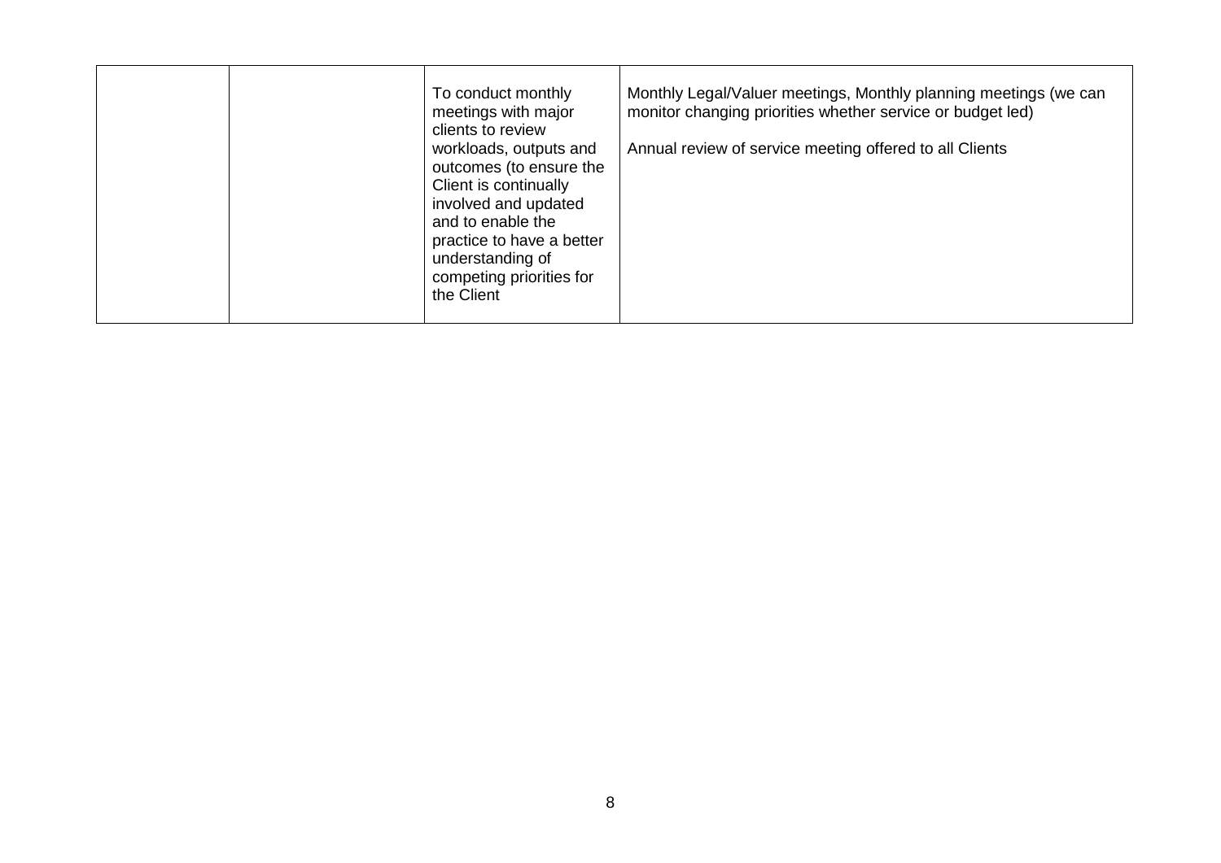| | | | |
|---|---|---|---|
| | | To conduct monthly meetings with major clients to review workloads, outputs and outcomes (to ensure the Client is continually involved and updated and to enable the practice to have a better understanding of competing priorities for the Client | Monthly Legal/Valuer meetings, Monthly planning meetings (we can monitor changing priorities whether service or budget led)<br><br>Annual review of service meeting offered to all Clients |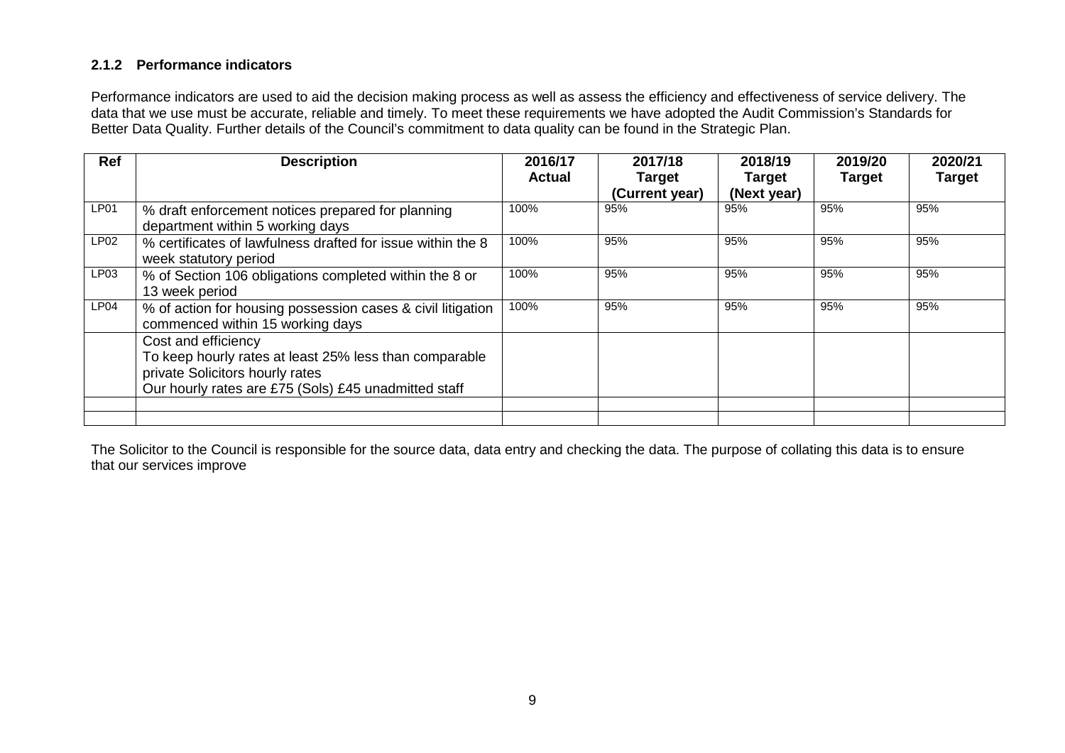### 2.1.2 Performance indicators

Performance indicators are used to aid the decision making process as well as assess the efficiency and effectiveness of service delivery. The data that we use must be accurate, reliable and timely. To meet these requirements we have adopted the Audit Commission's Standards for Better Data Quality. Further details of the Council's commitment to data quality can be found in the Strategic Plan.

| Ref | Description | 2016/17 Actual | 2017/18 Target (Current year) | 2018/19 Target (Next year) | 2019/20 Target | 2020/21 Target |
|---|---|---|---|---|---|---|
| LP01 | % draft enforcement notices prepared for planning department within 5 working days | 100% | 95% | 95% | 95% | 95% |
| LP02 | % certificates of lawfulness drafted for issue within the 8 week statutory period | 100% | 95% | 95% | 95% | 95% |
| LP03 | % of Section 106 obligations completed within the 8 or 13 week period | 100% | 95% | 95% | 95% | 95% |
| LP04 | % of action for housing possession cases & civil litigation commenced within 15 working days | 100% | 95% | 95% | 95% | 95% |
| | Cost and efficiency<br>To keep hourly rates at least 25% less than comparable private Solicitors hourly rates<br>Our hourly rates are £75 (Sols) £45 unadmitted staff | | | | | |
| | | | | | | |
| | | | | | | |

The Solicitor to the Council is responsible for the source data, data entry and checking the data. The purpose of collating this data is to ensure that our services improve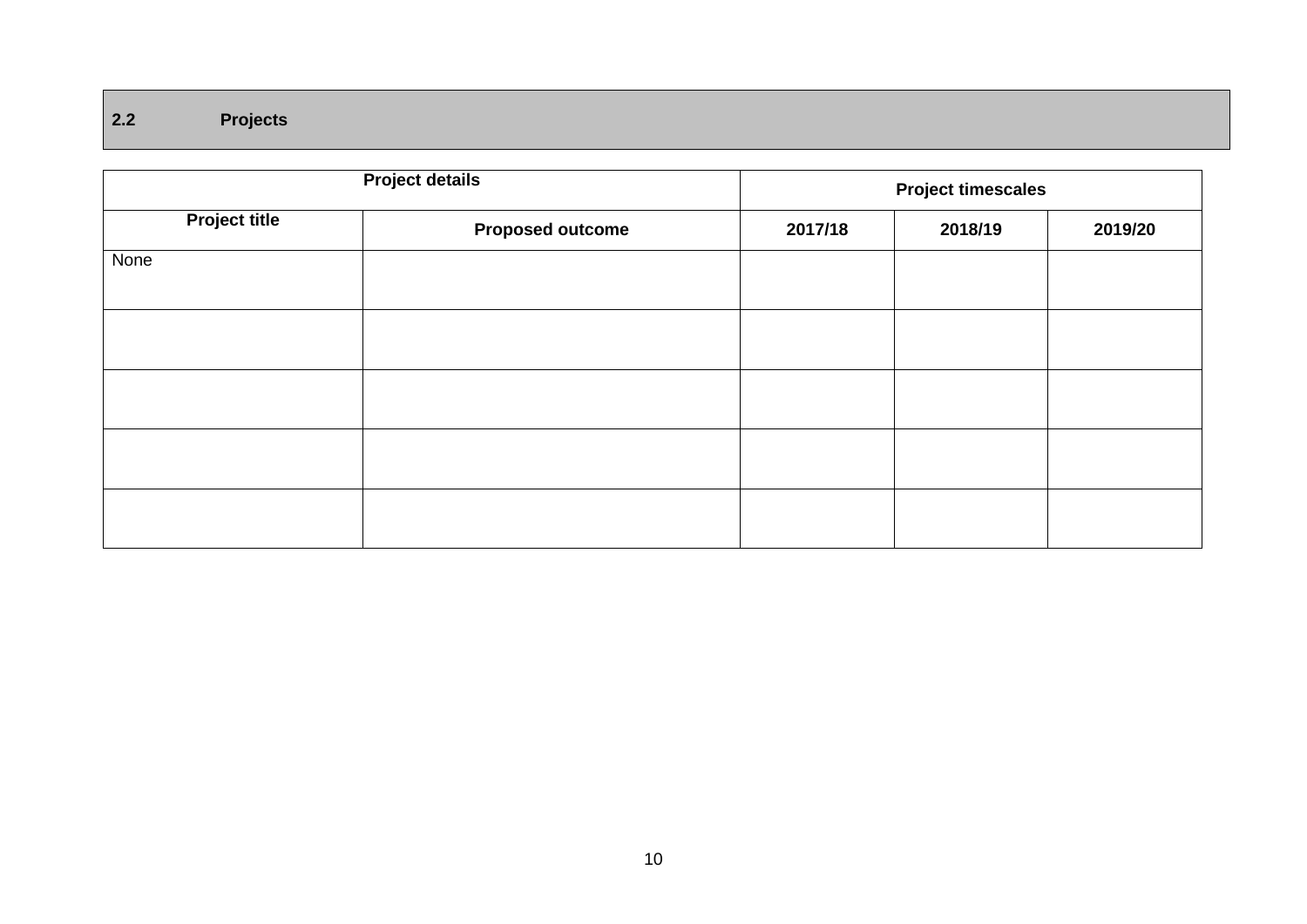## 2.2 Projects

| Project details | | Project timescales | | |
|---|---|---|---|---|
| **Project title** | **Proposed outcome** | **2017/18** | **2018/19** | **2019/20** |
| None | | | | |
| | | | | |
| | | | | |
| | | | | |
| | | | | |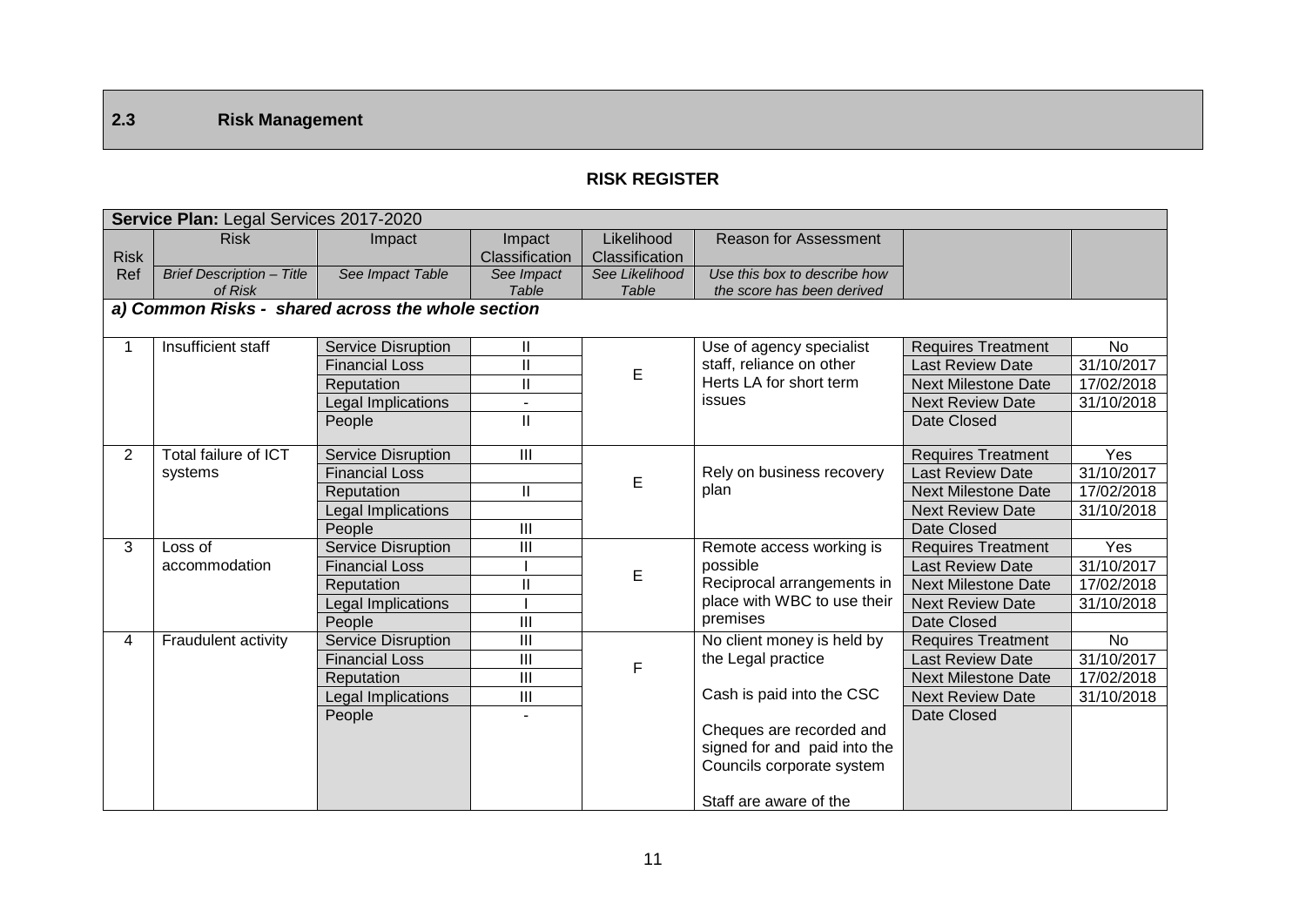## 2.3 Risk Management

**RISK REGISTER**

| Service Plan: Legal Services 2017-2020 | | | | | | | |
|---|---|---|---|---|---|---|---|
| Risk Ref | Risk<br>*Brief Description – Title of Risk* | Impact<br>*See Impact Table* | Impact Classification<br>*See Impact Table* | Likelihood Classification<br>*See Likelihood Table* | Reason for Assessment<br>*Use this box to describe how the score has been derived* | | |
| ***a) Common Risks - shared across the whole section*** | | | | | | | |
| 1 | Insufficient staff | Service Disruption | II | E | Use of agency specialist staff, reliance on other Herts LA for short term issues | Requires Treatment | No |
| | | Financial Loss | II | | | Last Review Date | 31/10/2017 |
| | | Reputation | II | | | Next Milestone Date | 17/02/2018 |
| | | Legal Implications | - | | | Next Review Date | 31/10/2018 |
| | | People | II | | | Date Closed | |
| 2 | Total failure of ICT systems | Service Disruption | III | E | Rely on business recovery plan | Requires Treatment | Yes |
| | | Financial Loss | | | | Last Review Date | 31/10/2017 |
| | | Reputation | II | | | Next Milestone Date | 17/02/2018 |
| | | Legal Implications | | | | Next Review Date | 31/10/2018 |
| | | People | III | | | Date Closed | |
| 3 | Loss of accommodation | Service Disruption | III | E | Remote access working is possible<br>Reciprocal arrangements in place with WBC to use their premises | Requires Treatment | Yes |
| | | Financial Loss | I | | | Last Review Date | 31/10/2017 |
| | | Reputation | II | | | Next Milestone Date | 17/02/2018 |
| | | Legal Implications | I | | | Next Review Date | 31/10/2018 |
| | | People | III | | | Date Closed | |
| 4 | Fraudulent activity | Service Disruption | III | F | No client money is held by the Legal practice<br><br>Cash is paid into the CSC<br><br>Cheques are recorded and signed for and paid into the Councils corporate system<br><br>Staff are aware of the | Requires Treatment | No |
| | | Financial Loss | III | | | Last Review Date | 31/10/2017 |
| | | Reputation | III | | | Next Milestone Date | 17/02/2018 |
| | | Legal Implications | III | | | Next Review Date | 31/10/2018 |
| | | People | - | | | Date Closed | |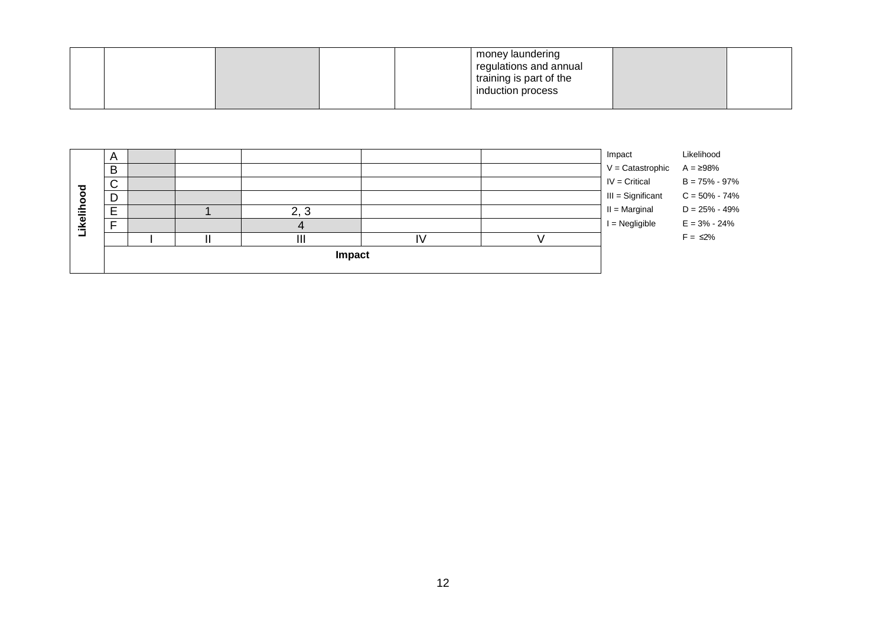|  |  |  |  |  | money laundering regulations and annual training is part of the induction process |  |  |
|---|---|---|---|---|---|---|---|

| Likelihood |  |  |  |  |  |
|---|---|---|---|---|---|
| A |  |  |  |  |  |
| B |  |  |  |  |  |
| C |  |  |  |  |  |
| D |  |  |  |  |  |
| E |  | 1 | 2, 3 |  |  |
| F |  |  | 4 |  |  |
|  | I | II | III | IV | V |
|  | Impact |  |  |  |  |

| Impact | Likelihood |
|---|---|
| V = Catastrophic | A = ≥98% |
| IV = Critical | B = 75% - 97% |
| III = Significant | C = 50% - 74% |
| II = Marginal | D = 25% - 49% |
| I = Negligible | E = 3% - 24% |
|  | F = ≤2% |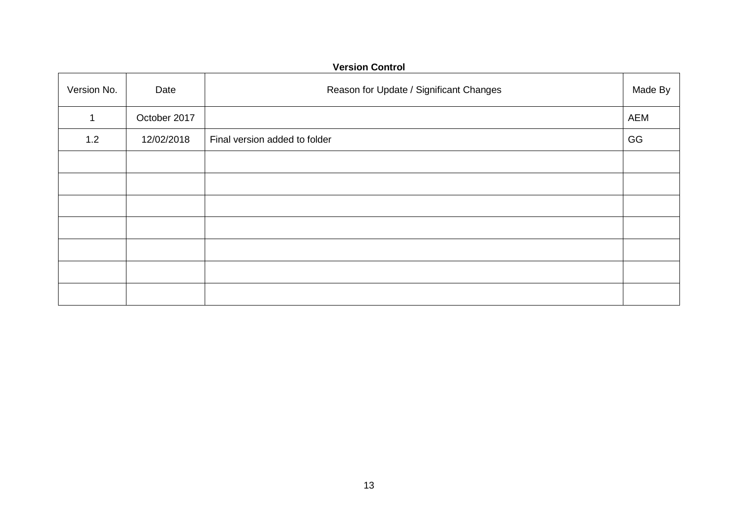**Version Control**

| Version No. | Date | Reason for Update / Significant Changes | Made By |
| --- | --- | --- | --- |
| 1 | October 2017 | | AEM |
| 1.2 | 12/02/2018 | Final version added to folder | GG |
| | | | |
| | | | |
| | | | |
| | | | |
| | | | |
| | | | |
| | | | |